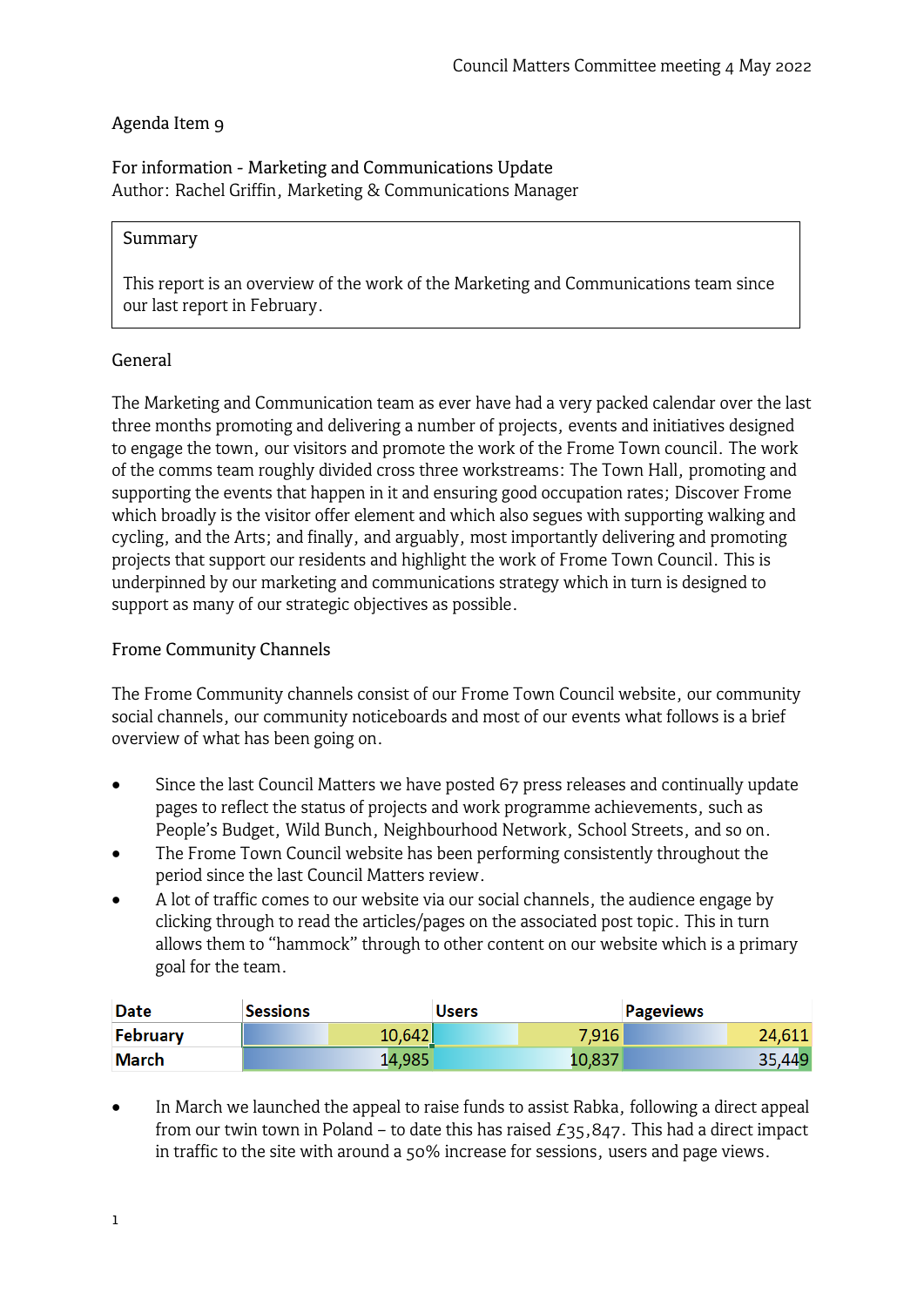Council Matters Committee meeting 4 May 2022

Agenda Item 9

For information - Marketing and Communications Update
Author: Rachel Griffin, Marketing & Communications Manager

> Summary
>
> This report is an overview of the work of the Marketing and Communications team since our last report in February.

## General

The Marketing and Communication team as ever have had a very packed calendar over the last three months promoting and delivering a number of projects, events and initiatives designed to engage the town, our visitors and promote the work of the Frome Town council. The work of the comms team roughly divided cross three workstreams: The Town Hall, promoting and supporting the events that happen in it and ensuring good occupation rates; Discover Frome which broadly is the visitor offer element and which also segues with supporting walking and cycling, and the Arts; and finally, and arguably, most importantly delivering and promoting projects that support our residents and highlight the work of Frome Town Council. This is underpinned by our marketing and communications strategy which in turn is designed to support as many of our strategic objectives as possible.

## Frome Community Channels

The Frome Community channels consist of our Frome Town Council website, our community social channels, our community noticeboards and most of our events what follows is a brief overview of what has been going on.

- Since the last Council Matters we have posted 67 press releases and continually update pages to reflect the status of projects and work programme achievements, such as People's Budget, Wild Bunch, Neighbourhood Network, School Streets, and so on.
- The Frome Town Council website has been performing consistently throughout the period since the last Council Matters review.
- A lot of traffic comes to our website via our social channels, the audience engage by clicking through to read the articles/pages on the associated post topic. This in turn allows them to "hammock" through to other content on our website which is a primary goal for the team.

| Date | Sessions | Users | Pageviews |
|---|---|---|---|
| February | 10,642 | 7,916 | 24,611 |
| March | 14,985 | 10,837 | 35,449 |

- In March we launched the appeal to raise funds to assist Rabka, following a direct appeal from our twin town in Poland – to date this has raised £35,847. This had a direct impact in traffic to the site with around a 50% increase for sessions, users and page views.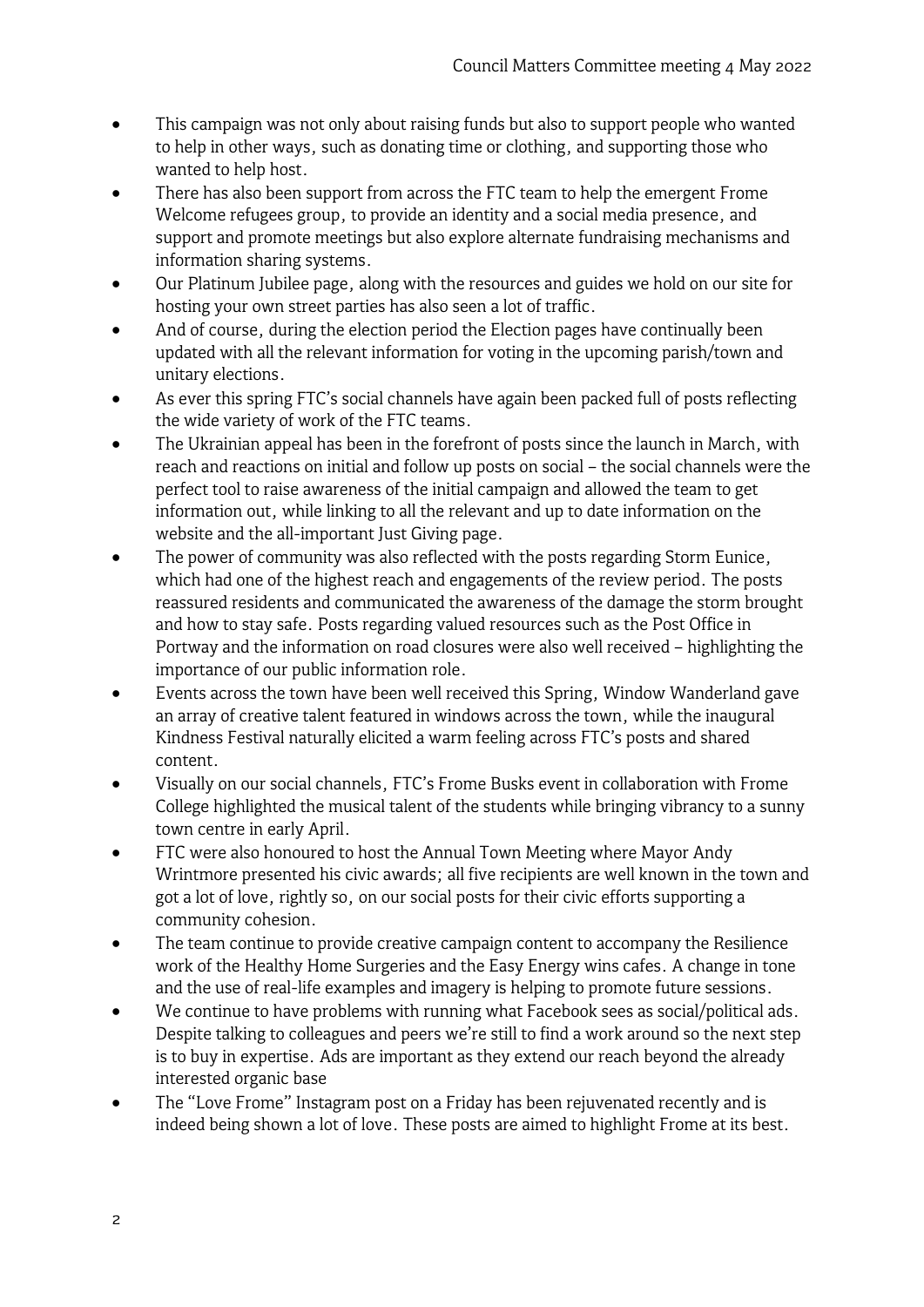- This campaign was not only about raising funds but also to support people who wanted to help in other ways, such as donating time or clothing, and supporting those who wanted to help host.
- There has also been support from across the FTC team to help the emergent Frome Welcome refugees group, to provide an identity and a social media presence, and support and promote meetings but also explore alternate fundraising mechanisms and information sharing systems.
- Our Platinum Jubilee page, along with the resources and guides we hold on our site for hosting your own street parties has also seen a lot of traffic.
- And of course, during the election period the Election pages have continually been updated with all the relevant information for voting in the upcoming parish/town and unitary elections.
- As ever this spring FTC's social channels have again been packed full of posts reflecting the wide variety of work of the FTC teams.
- The Ukrainian appeal has been in the forefront of posts since the launch in March, with reach and reactions on initial and follow up posts on social – the social channels were the perfect tool to raise awareness of the initial campaign and allowed the team to get information out, while linking to all the relevant and up to date information on the website and the all-important Just Giving page.
- The power of community was also reflected with the posts regarding Storm Eunice, which had one of the highest reach and engagements of the review period. The posts reassured residents and communicated the awareness of the damage the storm brought and how to stay safe. Posts regarding valued resources such as the Post Office in Portway and the information on road closures were also well received – highlighting the importance of our public information role.
- Events across the town have been well received this Spring, Window Wanderland gave an array of creative talent featured in windows across the town, while the inaugural Kindness Festival naturally elicited a warm feeling across FTC's posts and shared content.
- Visually on our social channels, FTC's Frome Busks event in collaboration with Frome College highlighted the musical talent of the students while bringing vibrancy to a sunny town centre in early April.
- FTC were also honoured to host the Annual Town Meeting where Mayor Andy Wrintmore presented his civic awards; all five recipients are well known in the town and got a lot of love, rightly so, on our social posts for their civic efforts supporting a community cohesion.
- The team continue to provide creative campaign content to accompany the Resilience work of the Healthy Home Surgeries and the Easy Energy wins cafes. A change in tone and the use of real-life examples and imagery is helping to promote future sessions.
- We continue to have problems with running what Facebook sees as social/political ads. Despite talking to colleagues and peers we're still to find a work around so the next step is to buy in expertise. Ads are important as they extend our reach beyond the already interested organic base
- The "Love Frome" Instagram post on a Friday has been rejuvenated recently and is indeed being shown a lot of love. These posts are aimed to highlight Frome at its best.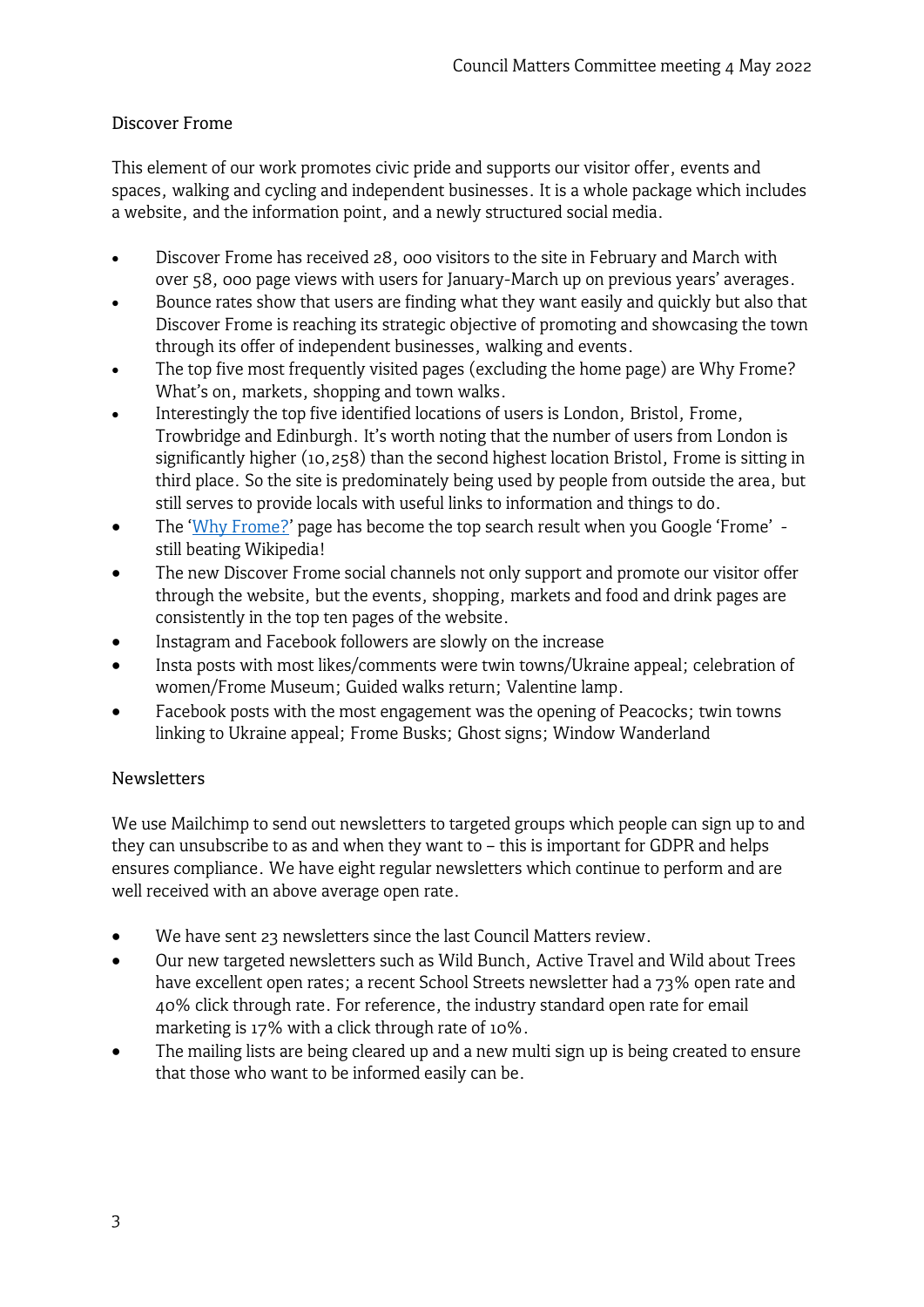## Discover Frome

This element of our work promotes civic pride and supports our visitor offer, events and spaces, walking and cycling and independent businesses. It is a whole package which includes a website, and the information point, and a newly structured social media.

- Discover Frome has received 28, 000 visitors to the site in February and March with over 58, 000 page views with users for January-March up on previous years' averages.
- Bounce rates show that users are finding what they want easily and quickly but also that Discover Frome is reaching its strategic objective of promoting and showcasing the town through its offer of independent businesses, walking and events.
- The top five most frequently visited pages (excluding the home page) are Why Frome? What's on, markets, shopping and town walks.
- Interestingly the top five identified locations of users is London, Bristol, Frome, Trowbridge and Edinburgh. It's worth noting that the number of users from London is significantly higher (10,258) than the second highest location Bristol, Frome is sitting in third place. So the site is predominately being used by people from outside the area, but still serves to provide locals with useful links to information and things to do.
- The '[Why Frome?](#)' page has become the top search result when you Google 'Frome' - still beating Wikipedia!
- The new Discover Frome social channels not only support and promote our visitor offer through the website, but the events, shopping, markets and food and drink pages are consistently in the top ten pages of the website.
- Instagram and Facebook followers are slowly on the increase
- Insta posts with most likes/comments were twin towns/Ukraine appeal; celebration of women/Frome Museum; Guided walks return; Valentine lamp.
- Facebook posts with the most engagement was the opening of Peacocks; twin towns linking to Ukraine appeal; Frome Busks; Ghost signs; Window Wanderland

## Newsletters

We use Mailchimp to send out newsletters to targeted groups which people can sign up to and they can unsubscribe to as and when they want to – this is important for GDPR and helps ensures compliance. We have eight regular newsletters which continue to perform and are well received with an above average open rate.

- We have sent 23 newsletters since the last Council Matters review.
- Our new targeted newsletters such as Wild Bunch, Active Travel and Wild about Trees have excellent open rates; a recent School Streets newsletter had a 73% open rate and 40% click through rate. For reference, the industry standard open rate for email marketing is 17% with a click through rate of 10%.
- The mailing lists are being cleared up and a new multi sign up is being created to ensure that those who want to be informed easily can be.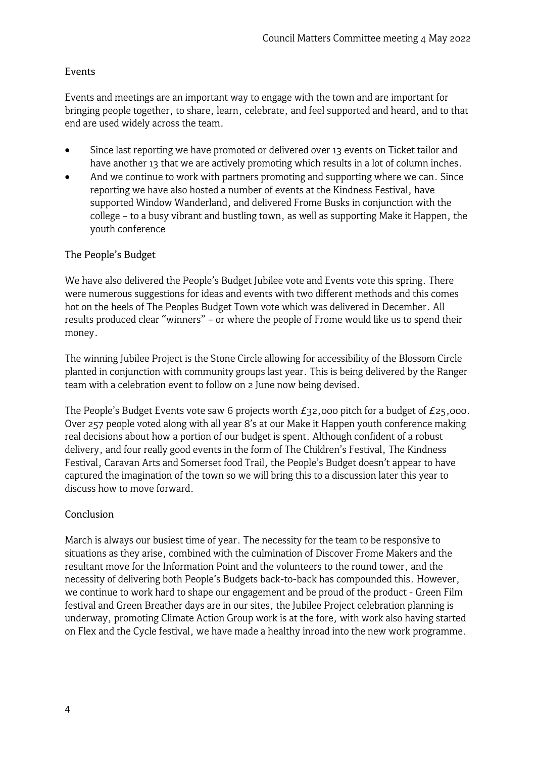## Events

Events and meetings are an important way to engage with the town and are important for bringing people together, to share, learn, celebrate, and feel supported and heard, and to that end are used widely across the team.

- Since last reporting we have promoted or delivered over 13 events on Ticket tailor and have another 13 that we are actively promoting which results in a lot of column inches.
- And we continue to work with partners promoting and supporting where we can. Since reporting we have also hosted a number of events at the Kindness Festival, have supported Window Wanderland, and delivered Frome Busks in conjunction with the college – to a busy vibrant and bustling town, as well as supporting Make it Happen, the youth conference

## The People's Budget

We have also delivered the People's Budget Jubilee vote and Events vote this spring. There were numerous suggestions for ideas and events with two different methods and this comes hot on the heels of The Peoples Budget Town vote which was delivered in December. All results produced clear "winners" – or where the people of Frome would like us to spend their money.

The winning Jubilee Project is the Stone Circle allowing for accessibility of the Blossom Circle planted in conjunction with community groups last year. This is being delivered by the Ranger team with a celebration event to follow on 2 June now being devised.

The People's Budget Events vote saw 6 projects worth £32,000 pitch for a budget of £25,000. Over 257 people voted along with all year 8's at our Make it Happen youth conference making real decisions about how a portion of our budget is spent. Although confident of a robust delivery, and four really good events in the form of The Children's Festival, The Kindness Festival, Caravan Arts and Somerset food Trail, the People's Budget doesn't appear to have captured the imagination of the town so we will bring this to a discussion later this year to discuss how to move forward.

## Conclusion

March is always our busiest time of year. The necessity for the team to be responsive to situations as they arise, combined with the culmination of Discover Frome Makers and the resultant move for the Information Point and the volunteers to the round tower, and the necessity of delivering both People's Budgets back-to-back has compounded this. However, we continue to work hard to shape our engagement and be proud of the product - Green Film festival and Green Breather days are in our sites, the Jubilee Project celebration planning is underway, promoting Climate Action Group work is at the fore, with work also having started on Flex and the Cycle festival, we have made a healthy inroad into the new work programme.